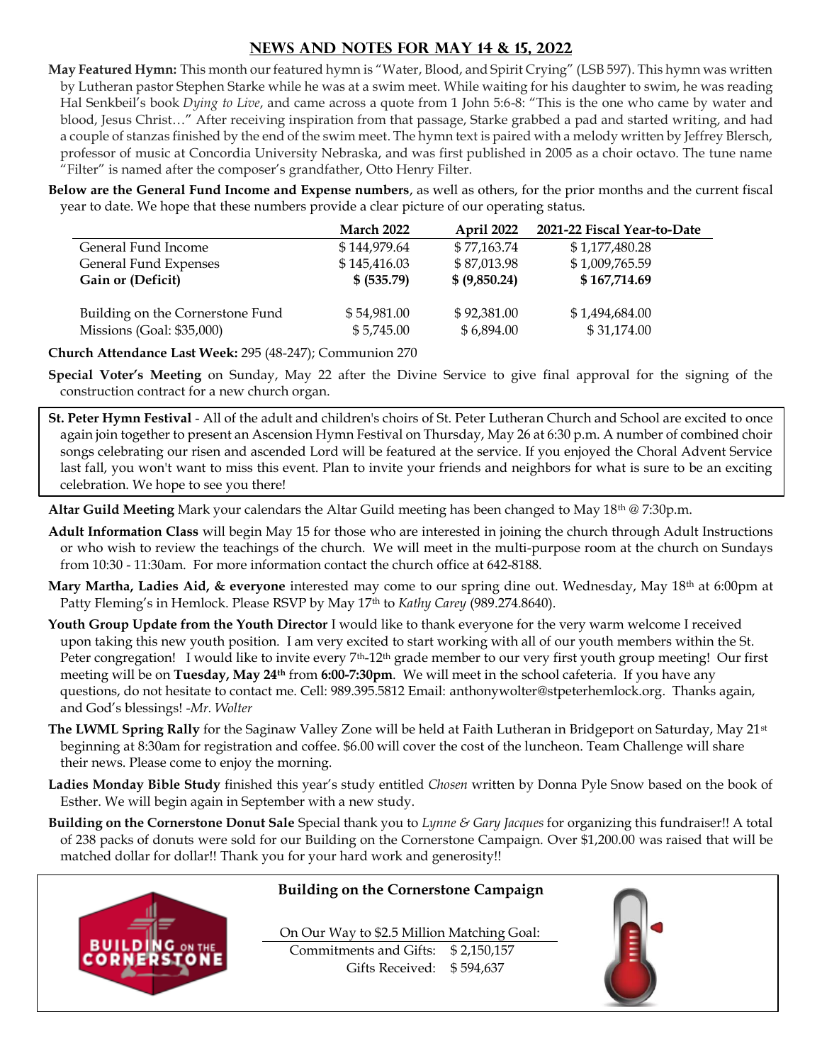## News and Notes for May 14 & 15, 2022

**May Featured Hymn:** This month our featured hymn is "Water, Blood, and Spirit Crying" (LSB 597). This hymn was written by Lutheran pastor Stephen Starke while he was at a swim meet. While waiting for his daughter to swim, he was reading Hal Senkbeil's book *Dying to Live*, and came across a quote from 1 John 5:6-8: "This is the one who came by water and blood, Jesus Christ…" After receiving inspiration from that passage, Starke grabbed a pad and started writing, and had a couple of stanzas finished by the end of the swim meet. The hymn text is paired with a melody written by Jeffrey Blersch, professor of music at Concordia University Nebraska, and was first published in 2005 as a choir octavo. The tune name "Filter" is named after the composer's grandfather, Otto Henry Filter.

**Below are the General Fund Income and Expense numbers**, as well as others, for the prior months and the current fiscal year to date. We hope that these numbers provide a clear picture of our operating status.

| | March 2022 | April 2022 | 2021-22 Fiscal Year-to-Date |
|---|---|---|---|
| General Fund Income | $ 144,979.64 | $ 77,163.74 | $ 1,177,480.28 |
| General Fund Expenses | $ 145,416.03 | $ 87,013.98 | $ 1,009,765.59 |
| **Gain or (Deficit)** | **$ (535.79)** | **$ (9,850.24)** | **$ 167,714.69** |
| | | | |
| Building on the Cornerstone Fund | $ 54,981.00 | $ 92,381.00 | $ 1,494,684.00 |
| Missions (Goal: $35,000) | $ 5,745.00 | $ 6,894.00 | $ 31,174.00 |

**Church Attendance Last Week:** 295 (48-247); Communion 270

**Special Voter's Meeting** on Sunday, May 22 after the Divine Service to give final approval for the signing of the construction contract for a new church organ.

**St. Peter Hymn Festival** - All of the adult and children's choirs of St. Peter Lutheran Church and School are excited to once again join together to present an Ascension Hymn Festival on Thursday, May 26 at 6:30 p.m. A number of combined choir songs celebrating our risen and ascended Lord will be featured at the service. If you enjoyed the Choral Advent Service last fall, you won't want to miss this event. Plan to invite your friends and neighbors for what is sure to be an exciting celebration. We hope to see you there!

**Altar Guild Meeting** Mark your calendars the Altar Guild meeting has been changed to May 18th @ 7:30p.m.

**Adult Information Class** will begin May 15 for those who are interested in joining the church through Adult Instructions or who wish to review the teachings of the church. We will meet in the multi-purpose room at the church on Sundays from 10:30 - 11:30am. For more information contact the church office at 642-8188.

**Mary Martha, Ladies Aid, & everyone** interested may come to our spring dine out. Wednesday, May 18th at 6:00pm at Patty Fleming's in Hemlock. Please RSVP by May 17th to *Kathy Carey* (989.274.8640).

**Youth Group Update from the Youth Director** I would like to thank everyone for the very warm welcome I received upon taking this new youth position. I am very excited to start working with all of our youth members within the St. Peter congregation! I would like to invite every 7th-12th grade member to our very first youth group meeting! Our first meeting will be on **Tuesday, May 24th** from **6:00-7:30pm**. We will meet in the school cafeteria. If you have any questions, do not hesitate to contact me. Cell: 989.395.5812 Email: anthonywolter@stpeterhemlock.org. Thanks again, and God's blessings! -*Mr. Wolter*

**The LWML Spring Rally** for the Saginaw Valley Zone will be held at Faith Lutheran in Bridgeport on Saturday, May 21st beginning at 8:30am for registration and coffee. $6.00 will cover the cost of the luncheon. Team Challenge will share their news. Please come to enjoy the morning.

**Ladies Monday Bible Study** finished this year's study entitled *Chosen* written by Donna Pyle Snow based on the book of Esther. We will begin again in September with a new study.

**Building on the Cornerstone Donut Sale** Special thank you to *Lynne & Gary Jacques* for organizing this fundraiser!! A total of 238 packs of donuts were sold for our Building on the Cornerstone Campaign. Over $1,200.00 was raised that will be matched dollar for dollar!! Thank you for your hard work and generosity!!

### Building on the Cornerstone Campaign

On Our Way to $2.5 Million Matching Goal:

| | |
|---|---|
| Commitments and Gifts: | $ 2,150,157 |
| Gifts Received: | $ 594,637 |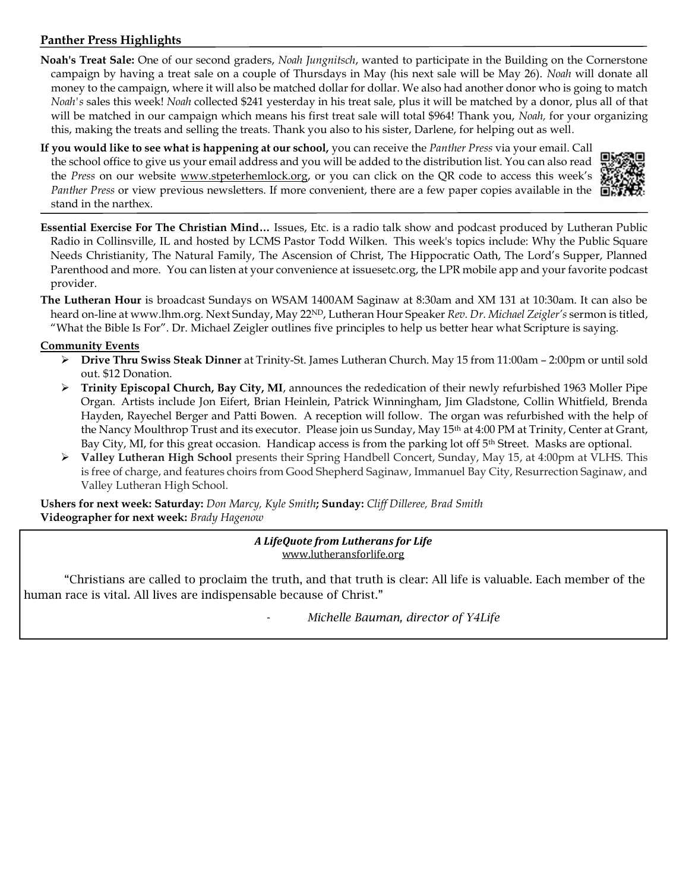## Panther Press Highlights

**Noah's Treat Sale:** One of our second graders, *Noah Jungnitsch*, wanted to participate in the Building on the Cornerstone campaign by having a treat sale on a couple of Thursdays in May (his next sale will be May 26). *Noah* will donate all money to the campaign, where it will also be matched dollar for dollar. We also had another donor who is going to match *Noah's* sales this week! *Noah* collected $241 yesterday in his treat sale, plus it will be matched by a donor, plus all of that will be matched in our campaign which means his first treat sale will total $964! Thank you, *Noah,* for your organizing this, making the treats and selling the treats. Thank you also to his sister, Darlene, for helping out as well.

**If you would like to see what is happening at our school,** you can receive the *Panther Press* via your email. Call the school office to give us your email address and you will be added to the distribution list. You can also read the *Press* on our website www.stpeterhemlock.org, or you can click on the QR code to access this week's *Panther Press* or view previous newsletters. If more convenient, there are a few paper copies available in the stand in the narthex.

---

**Essential Exercise For The Christian Mind…** Issues, Etc. is a radio talk show and podcast produced by Lutheran Public Radio in Collinsville, IL and hosted by LCMS Pastor Todd Wilken. This week's topics include: Why the Public Square Needs Christianity, The Natural Family, The Ascension of Christ, The Hippocratic Oath, The Lord's Supper, Planned Parenthood and more. You can listen at your convenience at issuesetc.org, the LPR mobile app and your favorite podcast provider.

**The Lutheran Hour** is broadcast Sundays on WSAM 1400AM Saginaw at 8:30am and XM 131 at 10:30am. It can also be heard on-line at www.lhm.org. Next Sunday, May 22ND, Lutheran Hour Speaker *Rev. Dr. Michael Zeigler's* sermon is titled, "What the Bible Is For". Dr. Michael Zeigler outlines five principles to help us better hear what Scripture is saying.

## Community Events

- **Drive Thru Swiss Steak Dinner** at Trinity-St. James Lutheran Church. May 15 from 11:00am – 2:00pm or until sold out. $12 Donation.
- **Trinity Episcopal Church, Bay City, MI**, announces the rededication of their newly refurbished 1963 Moller Pipe Organ. Artists include Jon Eifert, Brian Heinlein, Patrick Winningham, Jim Gladstone, Collin Whitfield, Brenda Hayden, Rayechel Berger and Patti Bowen. A reception will follow. The organ was refurbished with the help of the Nancy Moulthrop Trust and its executor. Please join us Sunday, May 15th at 4:00 PM at Trinity, Center at Grant, Bay City, MI, for this great occasion. Handicap access is from the parking lot off 5th Street. Masks are optional.
- **Valley Lutheran High School** presents their Spring Handbell Concert, Sunday, May 15, at 4:00pm at VLHS. This is free of charge, and features choirs from Good Shepherd Saginaw, Immanuel Bay City, Resurrection Saginaw, and Valley Lutheran High School.

**Ushers for next week: Saturday:** *Don Marcy, Kyle Smith*; **Sunday:** *Cliff Dilleree, Brad Smith*
**Videographer for next week:** *Brady Hagenow*

---

***A LifeQuote from Lutherans for Life***
www.lutheransforlife.org

"Christians are called to proclaim the truth, and that truth is clear: All life is valuable. Each member of the human race is vital. All lives are indispensable because of Christ."

\- *Michelle Bauman, director of Y4Life*